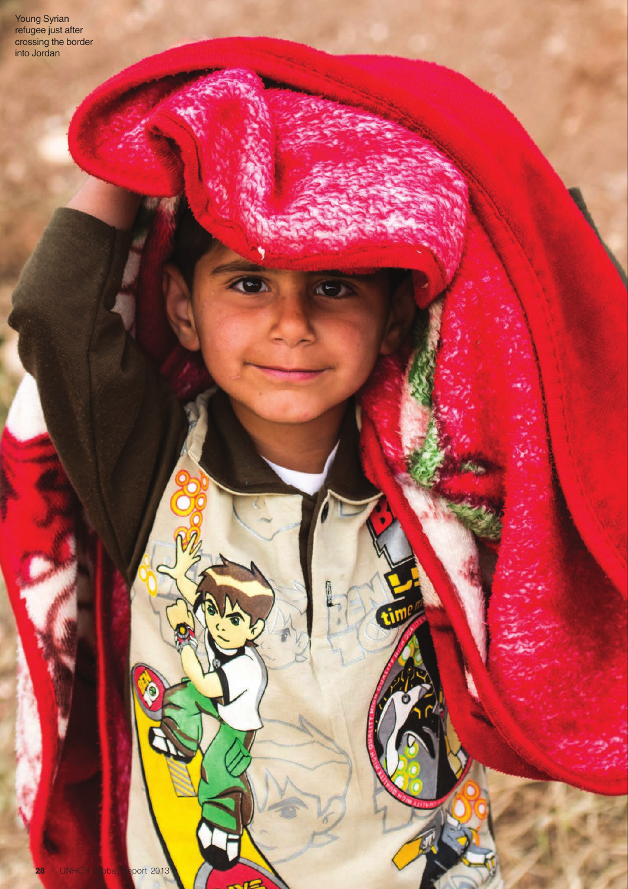Young Syrian refugee just after crossing the border into Jordan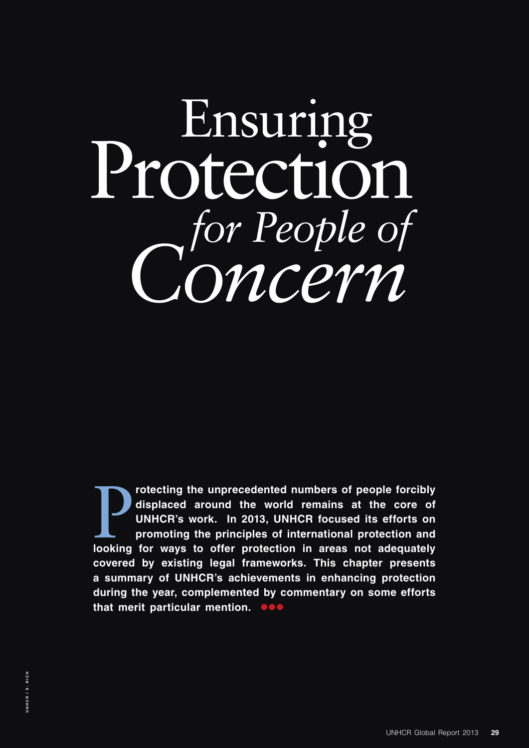# Ensuring Protection *for People of Concern*

**Protecting the unprecedented numbers of people forcibly displaced around the world remains at the core of UNHCR's work. In 2013, UNHCR focused its efforts on promoting the principles of international protection and looking for ways to offer protection in areas not adequately covered by existing legal frameworks. This chapter presents a summary of UNHCR's achievements in enhancing protection during the year, complemented by commentary on some efforts that merit particular mention.**

UNHCR / S. RICH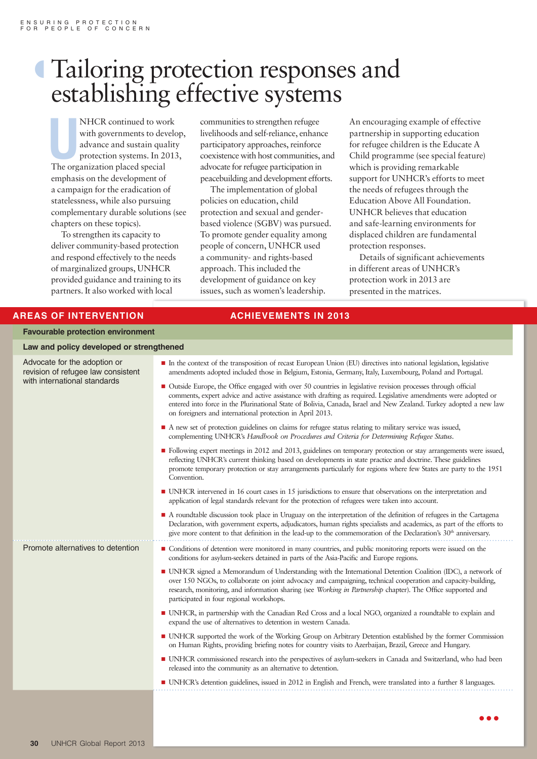# Tailoring protection responses and establishing effective systems

UNHCR continued to work with governments to develop, advance and sustain quality protection systems. In 2013, The organization placed special emphasis on the development of a campaign for the eradication of statelessness, while also pursuing complementary durable solutions (see chapters on these topics).

To strengthen its capacity to deliver community-based protection and respond effectively to the needs of marginalized groups, UNHCR provided guidance and training to its partners. It also worked with local communities to strengthen refugee livelihoods and self-reliance, enhance participatory approaches, reinforce coexistence with host communities, and advocate for refugee participation in peacebuilding and development efforts.

The implementation of global policies on education, child protection and sexual and gender-based violence (SGBV) was pursued. To promote gender equality among people of concern, UNHCR used a community- and rights-based approach. This included the development of guidance on key issues, such as women's leadership.

An encouraging example of effective partnership in supporting education for refugee children is the Educate A Child programme (see special feature) which is providing remarkable support for UNHCR's efforts to meet the needs of refugees through the Education Above All Foundation. UNHCR believes that education and safe-learning environments for displaced children are fundamental protection responses.

Details of significant achievements in different areas of UNHCR's protection work in 2013 are presented in the matrices.

| AREAS OF INTERVENTION | ACHIEVEMENTS IN 2013 |
|---|---|
| **Favourable protection environment** | |
| **Law and policy developed or strengthened** | |
| Advocate for the adoption or revision of refugee law consistent with international standards | ■ In the context of the transposition of recast European Union (EU) directives into national legislation, legislative amendments adopted included those in Belgium, Estonia, Germany, Italy, Luxembourg, Poland and Portugal.<br>■ Outside Europe, the Office engaged with over 50 countries in legislative revision processes through official comments, expert advice and active assistance with drafting as required. Legislative amendments were adopted or entered into force in the Plurinational State of Bolivia, Canada, Israel and New Zealand. Turkey adopted a new law on foreigners and international protection in April 2013.<br>■ A new set of protection guidelines on claims for refugee status relating to military service was issued, complementing UNHCR's *Handbook on Procedures and Criteria for Determining Refugee Status*.<br>■ Following expert meetings in 2012 and 2013, guidelines on temporary protection or stay arrangements were issued, reflecting UNHCR's current thinking based on developments in state practice and doctrine. These guidelines promote temporary protection or stay arrangements particularly for regions where few States are party to the 1951 Convention.<br>■ UNHCR intervened in 16 court cases in 15 jurisdictions to ensure that observations on the interpretation and application of legal standards relevant for the protection of refugees were taken into account.<br>■ A roundtable discussion took place in Uruguay on the interpretation of the definition of refugees in the Cartagena Declaration, with government experts, adjudicators, human rights specialists and academics, as part of the efforts to give more content to that definition in the lead-up to the commemoration of the Declaration's 30th anniversary. |
| Promote alternatives to detention | ■ Conditions of detention were monitored in many countries, and public monitoring reports were issued on the conditions for asylum-seekers detained in parts of the Asia-Pacific and Europe regions.<br>■ UNHCR signed a Memorandum of Understanding with the International Detention Coalition (IDC), a network of over 150 NGOs, to collaborate on joint advocacy and campaigning, technical cooperation and capacity-building, research, monitoring, and information sharing (see *Working in Partnership* chapter). The Office supported and participated in four regional workshops.<br>■ UNHCR, in partnership with the Canadian Red Cross and a local NGO, organized a roundtable to explain and expand the use of alternatives to detention in western Canada.<br>■ UNHCR supported the work of the Working Group on Arbitrary Detention established by the former Commission on Human Rights, providing briefing notes for country visits to Azerbaijan, Brazil, Greece and Hungary.<br>■ UNHCR commissioned research into the perspectives of asylum-seekers in Canada and Switzerland, who had been released into the community as an alternative to detention.<br>■ UNHCR's detention guidelines, issued in 2012 in English and French, were translated into a further 8 languages. |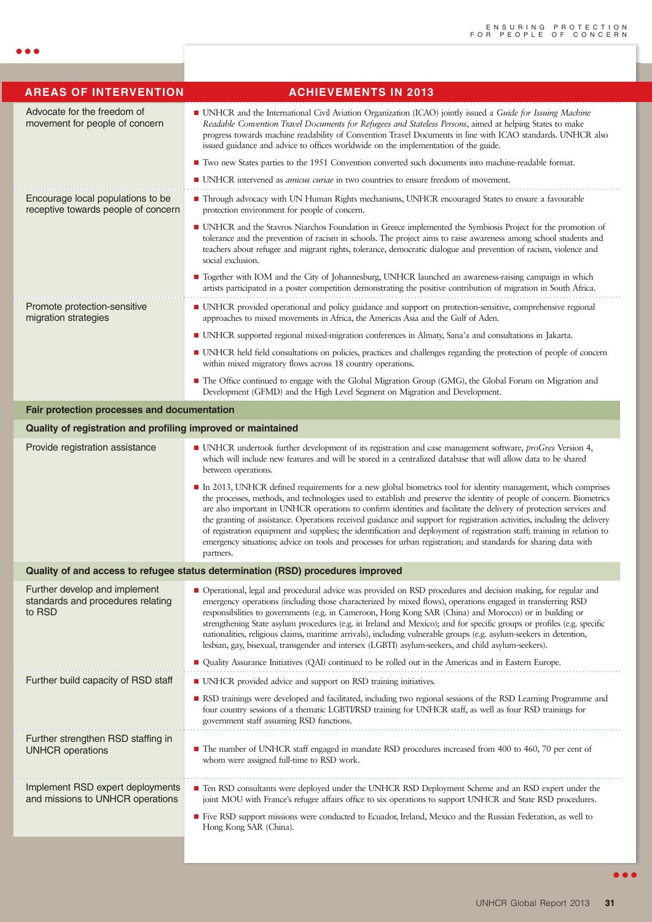| AREAS OF INTERVENTION | ACHIEVEMENTS IN 2013 |
| --- | --- |
| Advocate for the freedom of movement for people of concern | ■ UNHCR and the International Civil Aviation Organization (ICAO) jointly issued a *Guide for Issuing Machine Readable Convention Travel Documents for Refugees and Stateless Persons*, aimed at helping States to make progress towards machine readability of Convention Travel Documents in line with ICAO standards. UNHCR also issued guidance and advice to offices worldwide on the implementation of the guide.<br>■ Two new States parties to the 1951 Convention converted such documents into machine-readable format.<br>■ UNHCR intervened as *amicus curiae* in two countries to ensure freedom of movement. |
| Encourage local populations to be receptive towards people of concern | ■ Through advocacy with UN Human Rights mechanisms, UNHCR encouraged States to ensure a favourable protection environment for people of concern.<br>■ UNHCR and the Stavros Niarchos Foundation in Greece implemented the Symbiosis Project for the promotion of tolerance and the prevention of racism in schools. The project aims to raise awareness among school students and teachers about refugee and migrant rights, tolerance, democratic dialogue and prevention of racism, violence and social exclusion.<br>■ Together with IOM and the City of Johannesburg, UNHCR launched an awareness-raising campaign in which artists participated in a poster competition demonstrating the positive contribution of migration in South Africa. |
| Promote protection-sensitive migration strategies | ■ UNHCR provided operational and policy guidance and support on protection-sensitive, comprehensive regional approaches to mixed movements in Africa, the Americas Asia and the Gulf of Aden.<br>■ UNHCR supported regional mixed-migration conferences in Almaty, Sana'a and consultations in Jakarta.<br>■ UNHCR held field consultations on policies, practices and challenges regarding the protection of people of concern within mixed migratory flows across 18 country operations.<br>■ The Office continued to engage with the Global Migration Group (GMG), the Global Forum on Migration and Development (GFMD) and the High Level Segment on Migration and Development. |
| **Fair protection processes and documentation** | |
| **Quality of registration and profiling improved or maintained** | |
| Provide registration assistance | ■ UNHCR undertook further development of its registration and case management software, *proGres* Version 4, which will include new features and will be stored in a centralized database that will allow data to be shared between operations.<br>■ In 2013, UNHCR defined requirements for a new global biometrics tool for identity management, which comprises the processes, methods, and technologies used to establish and preserve the identity of people of concern. Biometrics are also important in UNHCR operations to confirm identities and facilitate the delivery of protection services and the granting of assistance. Operations received guidance and support for registration activities, including the delivery of registration equipment and supplies; the identification and deployment of registration staff; training in relation to emergency situations; advice on tools and processes for urban registration; and standards for sharing data with partners. |
| **Quality of and access to refugee status determination (RSD) procedures improved** | |
| Further develop and implement standards and procedures relating to RSD | ■ Operational, legal and procedural advice was provided on RSD procedures and decision making, for regular and emergency operations (including those characterized by mixed flows), operations engaged in transferring RSD responsibilities to governments (e.g. in Cameroon, Hong Kong SAR (China) and Morocco) or in building or strengthening State asylum procedures (e.g. in Ireland and Mexico); and for specific groups or profiles (e.g. specific nationalities, religious claims, maritime arrivals), including vulnerable groups (e.g. asylum-seekers in detention, lesbian, gay, bisexual, transgender and intersex (LGBTI) asylum-seekers, and child asylum-seekers).<br>■ Quality Assurance Initiatives (QAI) continued to be rolled out in the Americas and in Eastern Europe. |
| Further build capacity of RSD staff | ■ UNHCR provided advice and support on RSD training initiatives.<br>■ RSD trainings were developed and facilitated, including two regional sessions of the RSD Learning Programme and four country sessions of a thematic LGBTI/RSD training for UNHCR staff, as well as four RSD trainings for government staff assuming RSD functions. |
| Further strengthen RSD staffing in UNHCR operations | ■ The number of UNHCR staff engaged in mandate RSD procedures increased from 400 to 460, 70 per cent of whom were assigned full-time to RSD work. |
| Implement RSD expert deployments and missions to UNHCR operations | ■ Ten RSD consultants were deployed under the UNHCR RSD Deployment Scheme and an RSD expert under the joint MOU with France's refugee affairs office to six operations to support UNHCR and State RSD procedures.<br>■ Five RSD support missions were conducted to Ecuador, Ireland, Mexico and the Russian Federation, as well to Hong Kong SAR (China). |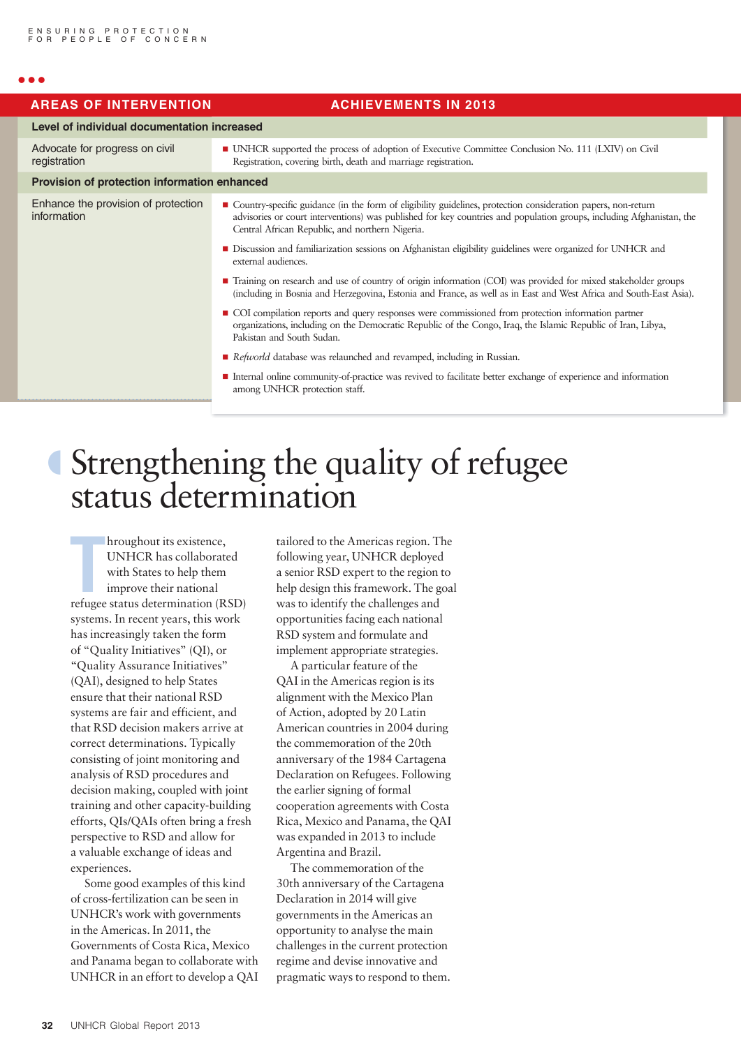| AREAS OF INTERVENTION | ACHIEVEMENTS IN 2013 |
|---|---|
| **Level of individual documentation increased** | |
| Advocate for progress on civil registration | ■ UNHCR supported the process of adoption of Executive Committee Conclusion No. 111 (LXIV) on Civil Registration, covering birth, death and marriage registration. |
| **Provision of protection information enhanced** | |
| Enhance the provision of protection information | ■ Country-specific guidance (in the form of eligibility guidelines, protection consideration papers, non-return advisories or court interventions) was published for key countries and population groups, including Afghanistan, the Central African Republic, and northern Nigeria.<br>■ Discussion and familiarization sessions on Afghanistan eligibility guidelines were organized for UNHCR and external audiences.<br>■ Training on research and use of country of origin information (COI) was provided for mixed stakeholder groups (including in Bosnia and Herzegovina, Estonia and France, as well as in East and West Africa and South-East Asia).<br>■ COI compilation reports and query responses were commissioned from protection information partner organizations, including on the Democratic Republic of the Congo, Iraq, the Islamic Republic of Iran, Libya, Pakistan and South Sudan.<br>■ *Refworld* database was relaunched and revamped, including in Russian.<br>■ Internal online community-of-practice was revived to facilitate better exchange of experience and information among UNHCR protection staff. |

# Strengthening the quality of refugee status determination

Throughout its existence, UNHCR has collaborated with States to help them improve their national refugee status determination (RSD) systems. In recent years, this work has increasingly taken the form of "Quality Initiatives" (QI), or "Quality Assurance Initiatives" (QAI), designed to help States ensure that their national RSD systems are fair and efficient, and that RSD decision makers arrive at correct determinations. Typically consisting of joint monitoring and analysis of RSD procedures and decision making, coupled with joint training and other capacity-building efforts, QIs/QAIs often bring a fresh perspective to RSD and allow for a valuable exchange of ideas and experiences.

Some good examples of this kind of cross-fertilization can be seen in UNHCR's work with governments in the Americas. In 2011, the Governments of Costa Rica, Mexico and Panama began to collaborate with UNHCR in an effort to develop a QAI tailored to the Americas region. The following year, UNHCR deployed a senior RSD expert to the region to help design this framework. The goal was to identify the challenges and opportunities facing each national RSD system and formulate and implement appropriate strategies.

A particular feature of the QAI in the Americas region is its alignment with the Mexico Plan of Action, adopted by 20 Latin American countries in 2004 during the commemoration of the 20th anniversary of the 1984 Cartagena Declaration on Refugees. Following the earlier signing of formal cooperation agreements with Costa Rica, Mexico and Panama, the QAI was expanded in 2013 to include Argentina and Brazil.

The commemoration of the 30th anniversary of the Cartagena Declaration in 2014 will give governments in the Americas an opportunity to analyse the main challenges in the current protection regime and devise innovative and pragmatic ways to respond to them.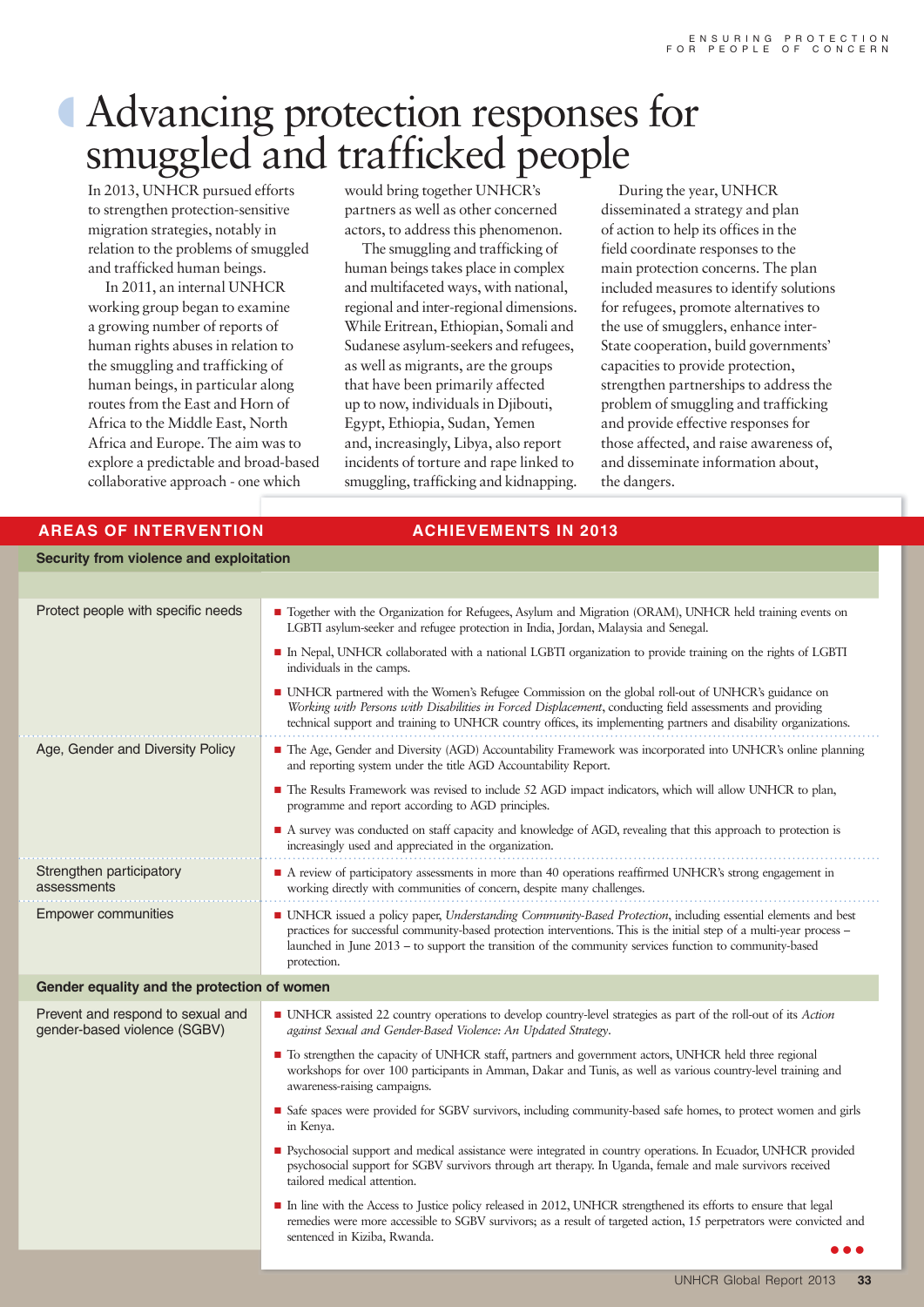# Advancing protection responses for smuggled and trafficked people

In 2013, UNHCR pursued efforts to strengthen protection-sensitive migration strategies, notably in relation to the problems of smuggled and trafficked human beings.

In 2011, an internal UNHCR working group began to examine a growing number of reports of human rights abuses in relation to the smuggling and trafficking of human beings, in particular along routes from the East and Horn of Africa to the Middle East, North Africa and Europe. The aim was to explore a predictable and broad-based collaborative approach - one which would bring together UNHCR's partners as well as other concerned actors, to address this phenomenon.

The smuggling and trafficking of human beings takes place in complex and multifaceted ways, with national, regional and inter-regional dimensions. While Eritrean, Ethiopian, Somali and Sudanese asylum-seekers and refugees, as well as migrants, are the groups that have been primarily affected up to now, individuals in Djibouti, Egypt, Ethiopia, Sudan, Yemen and, increasingly, Libya, also report incidents of torture and rape linked to smuggling, trafficking and kidnapping.

During the year, UNHCR disseminated a strategy and plan of action to help its offices in the field coordinate responses to the main protection concerns. The plan included measures to identify solutions for refugees, promote alternatives to the use of smugglers, enhance inter-State cooperation, build governments' capacities to provide protection, strengthen partnerships to address the problem of smuggling and trafficking and provide effective responses for those affected, and raise awareness of, and disseminate information about, the dangers.

| AREAS OF INTERVENTION | ACHIEVEMENTS IN 2013 |
|---|---|
| **Security from violence and exploitation** | |
| Protect people with specific needs | ■ Together with the Organization for Refugees, Asylum and Migration (ORAM), UNHCR held training events on LGBTI asylum-seeker and refugee protection in India, Jordan, Malaysia and Senegal.<br>■ In Nepal, UNHCR collaborated with a national LGBTI organization to provide training on the rights of LGBTI individuals in the camps.<br>■ UNHCR partnered with the Women's Refugee Commission on the global roll-out of UNHCR's guidance on *Working with Persons with Disabilities in Forced Displacement*, conducting field assessments and providing technical support and training to UNHCR country offices, its implementing partners and disability organizations. |
| Age, Gender and Diversity Policy | ■ The Age, Gender and Diversity (AGD) Accountability Framework was incorporated into UNHCR's online planning and reporting system under the title AGD Accountability Report.<br>■ The Results Framework was revised to include 52 AGD impact indicators, which will allow UNHCR to plan, programme and report according to AGD principles.<br>■ A survey was conducted on staff capacity and knowledge of AGD, revealing that this approach to protection is increasingly used and appreciated in the organization. |
| Strengthen participatory assessments | ■ A review of participatory assessments in more than 40 operations reaffirmed UNHCR's strong engagement in working directly with communities of concern, despite many challenges. |
| Empower communities | ■ UNHCR issued a policy paper, *Understanding Community-Based Protection*, including essential elements and best practices for successful community-based protection interventions. This is the initial step of a multi-year process – launched in June 2013 – to support the transition of the community services function to community-based protection. |
| **Gender equality and the protection of women** | |
| Prevent and respond to sexual and gender-based violence (SGBV) | ■ UNHCR assisted 22 country operations to develop country-level strategies as part of the roll-out of its *Action against Sexual and Gender-Based Violence: An Updated Strategy*.<br>■ To strengthen the capacity of UNHCR staff, partners and government actors, UNHCR held three regional workshops for over 100 participants in Amman, Dakar and Tunis, as well as various country-level training and awareness-raising campaigns.<br>■ Safe spaces were provided for SGBV survivors, including community-based safe homes, to protect women and girls in Kenya.<br>■ Psychosocial support and medical assistance were integrated in country operations. In Ecuador, UNHCR provided psychosocial support for SGBV survivors through art therapy. In Uganda, female and male survivors received tailored medical attention.<br>■ In line with the Access to Justice policy released in 2012, UNHCR strengthened its efforts to ensure that legal remedies were more accessible to SGBV survivors; as a result of targeted action, 15 perpetrators were convicted and sentenced in Kiziba, Rwanda. |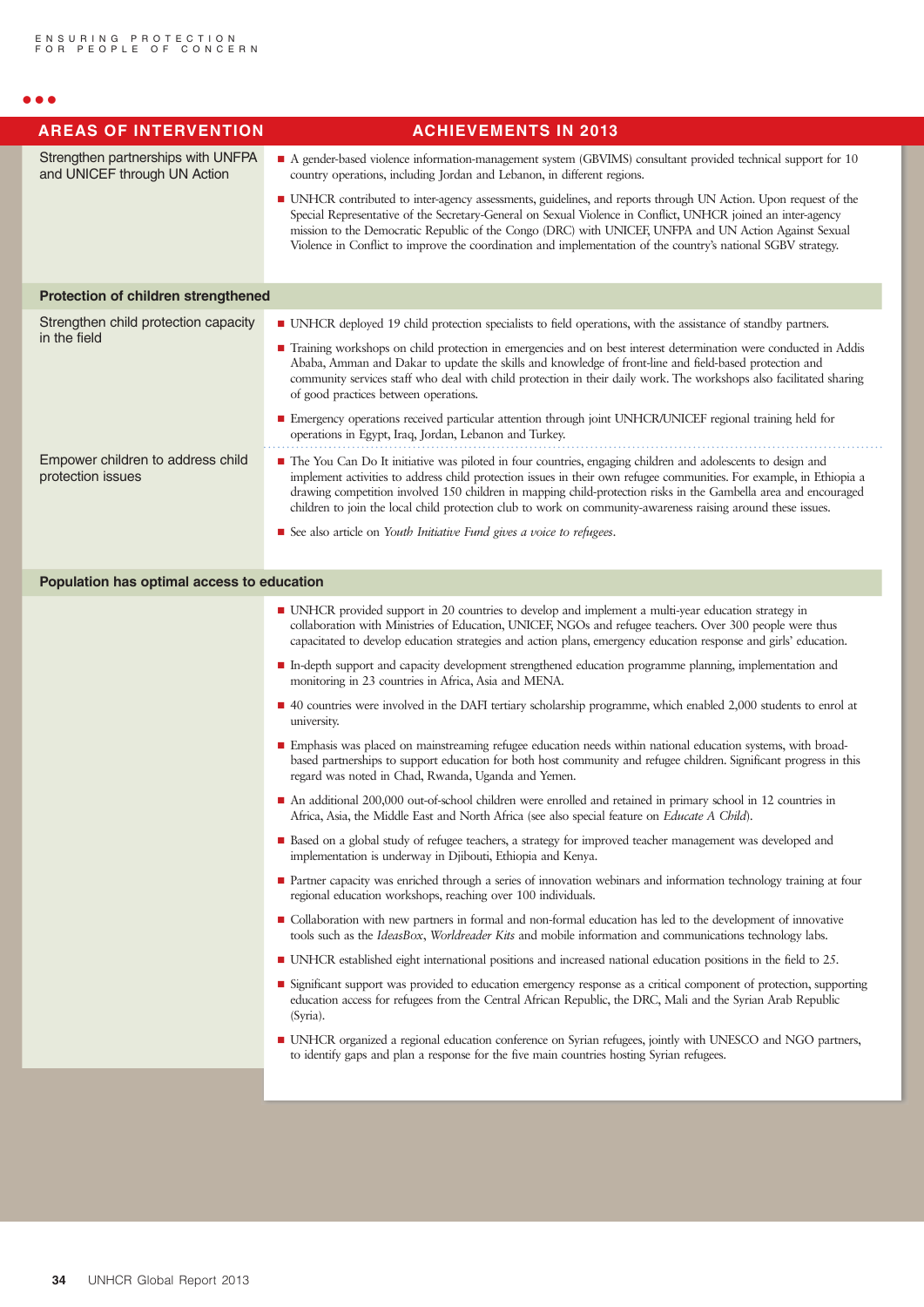| AREAS OF INTERVENTION | ACHIEVEMENTS IN 2013 |
|---|---|
| Strengthen partnerships with UNFPA and UNICEF through UN Action | ■ A gender-based violence information-management system (GBVIMS) consultant provided technical support for 10 country operations, including Jordan and Lebanon, in different regions.<br>■ UNHCR contributed to inter-agency assessments, guidelines, and reports through UN Action. Upon request of the Special Representative of the Secretary-General on Sexual Violence in Conflict, UNHCR joined an inter-agency mission to the Democratic Republic of the Congo (DRC) with UNICEF, UNFPA and UN Action Against Sexual Violence in Conflict to improve the coordination and implementation of the country's national SGBV strategy. |
| **Protection of children strengthened** | |
| Strengthen child protection capacity in the field | ■ UNHCR deployed 19 child protection specialists to field operations, with the assistance of standby partners.<br>■ Training workshops on child protection in emergencies and on best interest determination were conducted in Addis Ababa, Amman and Dakar to update the skills and knowledge of front-line and field-based protection and community services staff who deal with child protection in their daily work. The workshops also facilitated sharing of good practices between operations.<br>■ Emergency operations received particular attention through joint UNHCR/UNICEF regional training held for operations in Egypt, Iraq, Jordan, Lebanon and Turkey. |
| Empower children to address child protection issues | ■ The You Can Do It initiative was piloted in four countries, engaging children and adolescents to design and implement activities to address child protection issues in their own refugee communities. For example, in Ethiopia a drawing competition involved 150 children in mapping child-protection risks in the Gambella area and encouraged children to join the local child protection club to work on community-awareness raising around these issues.<br>■ See also article on *Youth Initiative Fund gives a voice to refugees*. |
| **Population has optimal access to education** | |
| | ■ UNHCR provided support in 20 countries to develop and implement a multi-year education strategy in collaboration with Ministries of Education, UNICEF, NGOs and refugee teachers. Over 300 people were thus capacitated to develop education strategies and action plans, emergency education response and girls' education.<br>■ In-depth support and capacity development strengthened education programme planning, implementation and monitoring in 23 countries in Africa, Asia and MENA.<br>■ 40 countries were involved in the DAFI tertiary scholarship programme, which enabled 2,000 students to enrol at university.<br>■ Emphasis was placed on mainstreaming refugee education needs within national education systems, with broad-based partnerships to support education for both host community and refugee children. Significant progress in this regard was noted in Chad, Rwanda, Uganda and Yemen.<br>■ An additional 200,000 out-of-school children were enrolled and retained in primary school in 12 countries in Africa, Asia, the Middle East and North Africa (see also special feature on *Educate A Child*).<br>■ Based on a global study of refugee teachers, a strategy for improved teacher management was developed and implementation is underway in Djibouti, Ethiopia and Kenya.<br>■ Partner capacity was enriched through a series of innovation webinars and information technology training at four regional education workshops, reaching over 100 individuals.<br>■ Collaboration with new partners in formal and non-formal education has led to the development of innovative tools such as the *IdeasBox*, *Worldreader Kits* and mobile information and communications technology labs.<br>■ UNHCR established eight international positions and increased national education positions in the field to 25.<br>■ Significant support was provided to education emergency response as a critical component of protection, supporting education access for refugees from the Central African Republic, the DRC, Mali and the Syrian Arab Republic (Syria).<br>■ UNHCR organized a regional education conference on Syrian refugees, jointly with UNESCO and NGO partners, to identify gaps and plan a response for the five main countries hosting Syrian refugees. |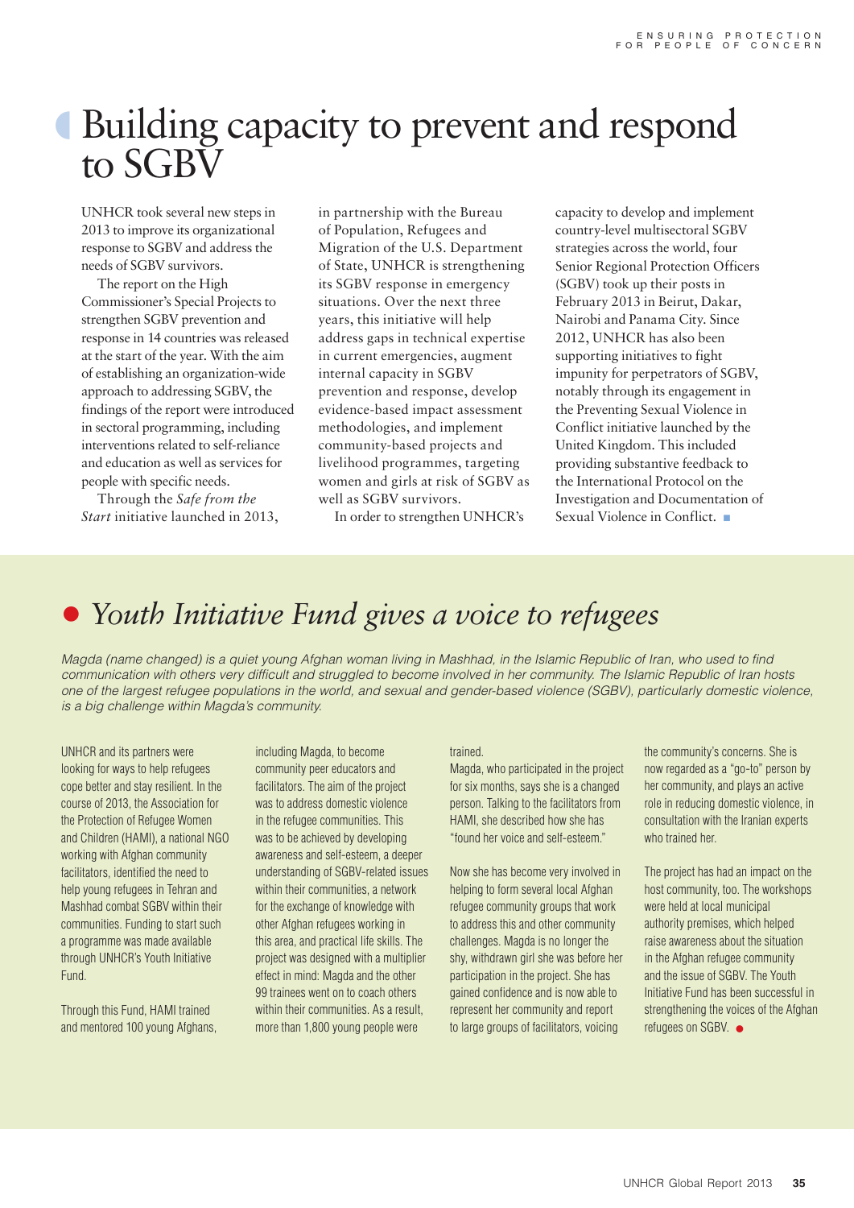# Building capacity to prevent and respond to SGBV

UNHCR took several new steps in 2013 to improve its organizational response to SGBV and address the needs of SGBV survivors.

The report on the High Commissioner's Special Projects to strengthen SGBV prevention and response in 14 countries was released at the start of the year. With the aim of establishing an organization-wide approach to addressing SGBV, the findings of the report were introduced in sectoral programming, including interventions related to self-reliance and education as well as services for people with specific needs.

Through the *Safe from the Start* initiative launched in 2013, in partnership with the Bureau of Population, Refugees and Migration of the U.S. Department of State, UNHCR is strengthening its SGBV response in emergency situations. Over the next three years, this initiative will help address gaps in technical expertise in current emergencies, augment internal capacity in SGBV prevention and response, develop evidence-based impact assessment methodologies, and implement community-based projects and livelihood programmes, targeting women and girls at risk of SGBV as well as SGBV survivors.

In order to strengthen UNHCR's capacity to develop and implement country-level multisectoral SGBV strategies across the world, four Senior Regional Protection Officers (SGBV) took up their posts in February 2013 in Beirut, Dakar, Nairobi and Panama City. Since 2012, UNHCR has also been supporting initiatives to fight impunity for perpetrators of SGBV, notably through its engagement in the Preventing Sexual Violence in Conflict initiative launched by the United Kingdom. This included providing substantive feedback to the International Protocol on the Investigation and Documentation of Sexual Violence in Conflict.

## *Youth Initiative Fund gives a voice to refugees*

*Magda (name changed) is a quiet young Afghan woman living in Mashhad, in the Islamic Republic of Iran, who used to find communication with others very difficult and struggled to become involved in her community. The Islamic Republic of Iran hosts one of the largest refugee populations in the world, and sexual and gender-based violence (SGBV), particularly domestic violence, is a big challenge within Magda's community.*

UNHCR and its partners were looking for ways to help refugees cope better and stay resilient. In the course of 2013, the Association for the Protection of Refugee Women and Children (HAMI), a national NGO working with Afghan community facilitators, identified the need to help young refugees in Tehran and Mashhad combat SGBV within their communities. Funding to start such a programme was made available through UNHCR's Youth Initiative Fund.

Through this Fund, HAMI trained and mentored 100 young Afghans, including Magda, to become community peer educators and facilitators. The aim of the project was to address domestic violence in the refugee communities. This was to be achieved by developing awareness and self-esteem, a deeper understanding of SGBV-related issues within their communities, a network for the exchange of knowledge with other Afghan refugees working in this area, and practical life skills. The project was designed with a multiplier effect in mind: Magda and the other 99 trainees went on to coach others within their communities. As a result, more than 1,800 young people were trained.

Magda, who participated in the project for six months, says she is a changed person. Talking to the facilitators from HAMI, she described how she has "found her voice and self-esteem."

Now she has become very involved in helping to form several local Afghan refugee community groups that work to address this and other community challenges. Magda is no longer the shy, withdrawn girl she was before her participation in the project. She has gained confidence and is now able to represent her community and report to large groups of facilitators, voicing the community's concerns. She is now regarded as a "go-to" person by her community, and plays an active role in reducing domestic violence, in consultation with the Iranian experts who trained her.

The project has had an impact on the host community, too. The workshops were held at local municipal authority premises, which helped raise awareness about the situation in the Afghan refugee community and the issue of SGBV. The Youth Initiative Fund has been successful in strengthening the voices of the Afghan refugees on SGBV.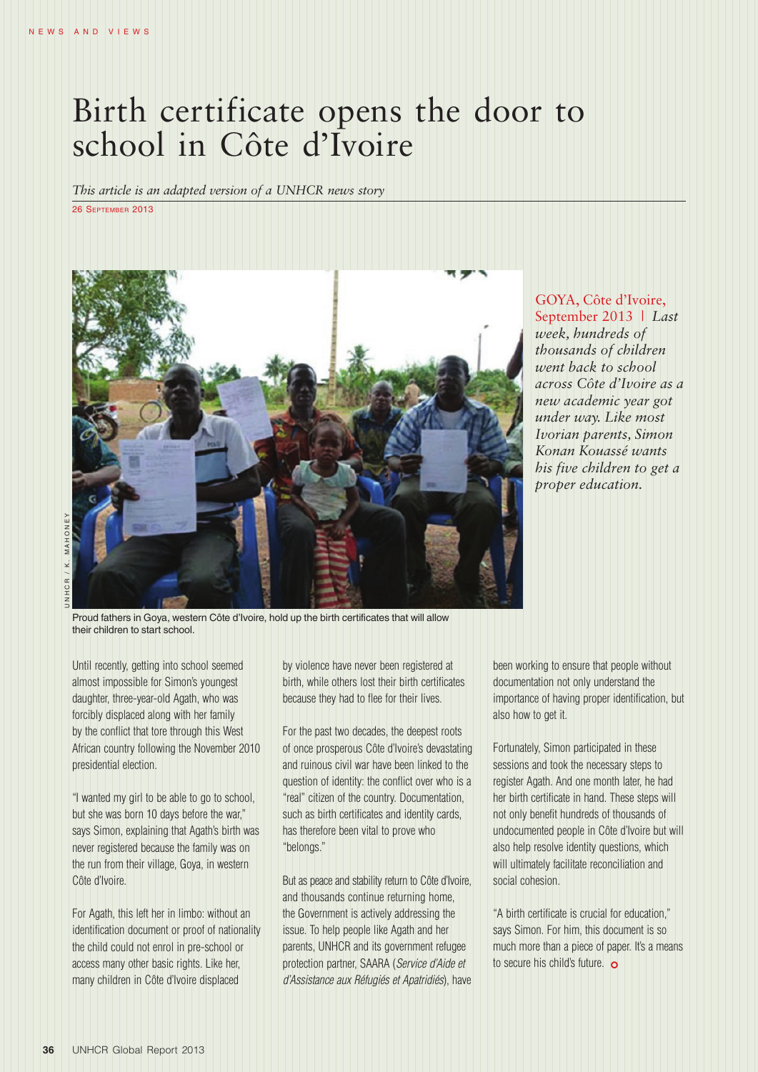# Birth certificate opens the door to school in Côte d'Ivoire

*This article is an adapted version of a UNHCR news story*

26 September 2013

Proud fathers in Goya, western Côte d'Ivoire, hold up the birth certificates that will allow their children to start school.

GOYA, Côte d'Ivoire, September 2013 | *Last week, hundreds of thousands of children went back to school across Côte d'Ivoire as a new academic year got under way. Like most Ivorian parents, Simon Konan Kouassé wants his five children to get a proper education.*

Until recently, getting into school seemed almost impossible for Simon's youngest daughter, three-year-old Agath, who was forcibly displaced along with her family by the conflict that tore through this West African country following the November 2010 presidential election.

"I wanted my girl to be able to go to school, but she was born 10 days before the war," says Simon, explaining that Agath's birth was never registered because the family was on the run from their village, Goya, in western Côte d'Ivoire.

For Agath, this left her in limbo: without an identification document or proof of nationality the child could not enrol in pre-school or access many other basic rights. Like her, many children in Côte d'Ivoire displaced by violence have never been registered at birth, while others lost their birth certificates because they had to flee for their lives.

For the past two decades, the deepest roots of once prosperous Côte d'Ivoire's devastating and ruinous civil war have been linked to the question of identity: the conflict over who is a "real" citizen of the country. Documentation, such as birth certificates and identity cards, has therefore been vital to prove who "belongs."

But as peace and stability return to Côte d'Ivoire, and thousands continue returning home, the Government is actively addressing the issue. To help people like Agath and her parents, UNHCR and its government refugee protection partner, SAARA (*Service d'Aide et d'Assistance aux Réfugiés et Apatridiés*), have been working to ensure that people without documentation not only understand the importance of having proper identification, but also how to get it.

Fortunately, Simon participated in these sessions and took the necessary steps to register Agath. And one month later, he had her birth certificate in hand. These steps will not only benefit hundreds of thousands of undocumented people in Côte d'Ivoire but will also help resolve identity questions, which will ultimately facilitate reconciliation and social cohesion.

"A birth certificate is crucial for education," says Simon. For him, this document is so much more than a piece of paper. It's a means to secure his child's future.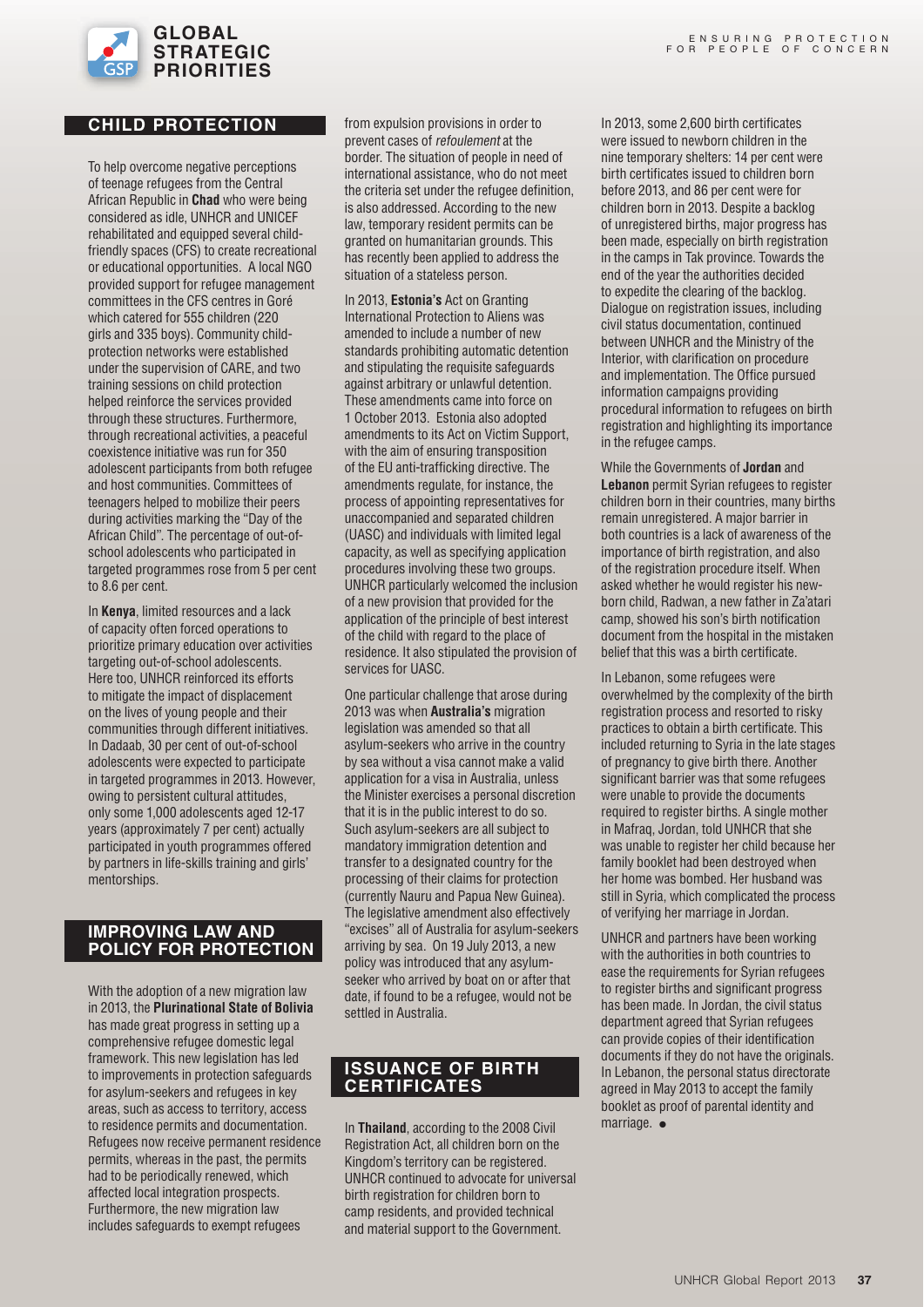## CHILD PROTECTION

To help overcome negative perceptions of teenage refugees from the Central African Republic in **Chad** who were being considered as idle, UNHCR and UNICEF rehabilitated and equipped several child-friendly spaces (CFS) to create recreational or educational opportunities. A local NGO provided support for refugee management committees in the CFS centres in Goré which catered for 555 children (220 girls and 335 boys). Community child-protection networks were established under the supervision of CARE, and two training sessions on child protection helped reinforce the services provided through these structures. Furthermore, through recreational activities, a peaceful coexistence initiative was run for 350 adolescent participants from both refugee and host communities. Committees of teenagers helped to mobilize their peers during activities marking the "Day of the African Child". The percentage of out-of-school adolescents who participated in targeted programmes rose from 5 per cent to 8.6 per cent.

In **Kenya**, limited resources and a lack of capacity often forced operations to prioritize primary education over activities targeting out-of-school adolescents. Here too, UNHCR reinforced its efforts to mitigate the impact of displacement on the lives of young people and their communities through different initiatives. In Dadaab, 30 per cent of out-of-school adolescents were expected to participate in targeted programmes in 2013. However, owing to persistent cultural attitudes, only some 1,000 adolescents aged 12-17 years (approximately 7 per cent) actually participated in youth programmes offered by partners in life-skills training and girls' mentorships.

## IMPROVING LAW AND POLICY FOR PROTECTION

With the adoption of a new migration law in 2013, the **Plurinational State of Bolivia** has made great progress in setting up a comprehensive refugee domestic legal framework. This new legislation has led to improvements in protection safeguards for asylum-seekers and refugees in key areas, such as access to territory, access to residence permits and documentation. Refugees now receive permanent residence permits, whereas in the past, the permits had to be periodically renewed, which affected local integration prospects. Furthermore, the new migration law includes safeguards to exempt refugees from expulsion provisions in order to prevent cases of *refoulement* at the border. The situation of people in need of international assistance, who do not meet the criteria set under the refugee definition, is also addressed. According to the new law, temporary resident permits can be granted on humanitarian grounds. This has recently been applied to address the situation of a stateless person.

In 2013, **Estonia's** Act on Granting International Protection to Aliens was amended to include a number of new standards prohibiting automatic detention and stipulating the requisite safeguards against arbitrary or unlawful detention. These amendments came into force on 1 October 2013. Estonia also adopted amendments to its Act on Victim Support, with the aim of ensuring transposition of the EU anti-trafficking directive. The amendments regulate, for instance, the process of appointing representatives for unaccompanied and separated children (UASC) and individuals with limited legal capacity, as well as specifying application procedures involving these two groups. UNHCR particularly welcomed the inclusion of a new provision that provided for the application of the principle of best interest of the child with regard to the place of residence. It also stipulated the provision of services for UASC.

One particular challenge that arose during 2013 was when **Australia's** migration legislation was amended so that all asylum-seekers who arrive in the country by sea without a visa cannot make a valid application for a visa in Australia, unless the Minister exercises a personal discretion that it is in the public interest to do so. Such asylum-seekers are all subject to mandatory immigration detention and transfer to a designated country for the processing of their claims for protection (currently Nauru and Papua New Guinea). The legislative amendment also effectively "excises" all of Australia for asylum-seekers arriving by sea. On 19 July 2013, a new policy was introduced that any asylum-seeker who arrived by boat on or after that date, if found to be a refugee, would not be settled in Australia.

## ISSUANCE OF BIRTH CERTIFICATES

In **Thailand**, according to the 2008 Civil Registration Act, all children born on the Kingdom's territory can be registered. UNHCR continued to advocate for universal birth registration for children born to camp residents, and provided technical and material support to the Government.

In 2013, some 2,600 birth certificates were issued to newborn children in the nine temporary shelters: 14 per cent were birth certificates issued to children born before 2013, and 86 per cent were for children born in 2013. Despite a backlog of unregistered births, major progress has been made, especially on birth registration in the camps in Tak province. Towards the end of the year the authorities decided to expedite the clearing of the backlog. Dialogue on registration issues, including civil status documentation, continued between UNHCR and the Ministry of the Interior, with clarification on procedure and implementation. The Office pursued information campaigns providing procedural information to refugees on birth registration and highlighting its importance in the refugee camps.

While the Governments of **Jordan** and **Lebanon** permit Syrian refugees to register children born in their countries, many births remain unregistered. A major barrier in both countries is a lack of awareness of the importance of birth registration, and also of the registration procedure itself. When asked whether he would register his new-born child, Radwan, a new father in Za'atari camp, showed his son's birth notification document from the hospital in the mistaken belief that this was a birth certificate.

In Lebanon, some refugees were overwhelmed by the complexity of the birth registration process and resorted to risky practices to obtain a birth certificate. This included returning to Syria in the late stages of pregnancy to give birth there. Another significant barrier was that some refugees were unable to provide the documents required to register births. A single mother in Mafraq, Jordan, told UNHCR that she was unable to register her child because her family booklet had been destroyed when her home was bombed. Her husband was still in Syria, which complicated the process of verifying her marriage in Jordan.

UNHCR and partners have been working with the authorities in both countries to ease the requirements for Syrian refugees to register births and significant progress has been made. In Jordan, the civil status department agreed that Syrian refugees can provide copies of their identification documents if they do not have the originals. In Lebanon, the personal status directorate agreed in May 2013 to accept the family booklet as proof of parental identity and marriage. ●